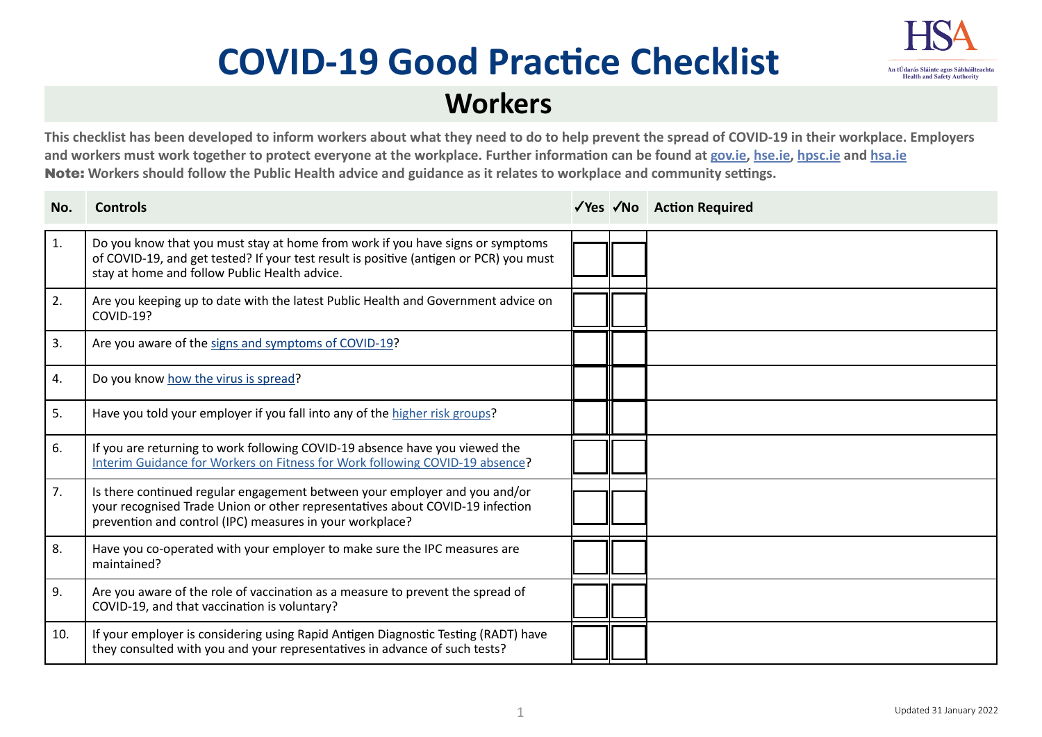# COVID-19 Good Practice Checklist

## Workers

**This checklist has been developed to inform workers about what they need to do to help prevent the spread of COVID-19 in their workplace. Employers and workers must work together to protect everyone at the workplace. Further information can be found at gov.ie, hse.ie, hpsc.ie and hsa.ie**
**Note: Workers should follow the Public Health advice and guidance as it relates to workplace and community settings.**

| No. | Controls | ✓Yes | ✓No | Action Required |
|---|---|---|---|---|
| 1. | Do you know that you must stay at home from work if you have signs or symptoms of COVID-19, and get tested? If your test result is positive (antigen or PCR) you must stay at home and follow Public Health advice. | | | |
| 2. | Are you keeping up to date with the latest Public Health and Government advice on COVID-19? | | | |
| 3. | Are you aware of the signs and symptoms of COVID-19? | | | |
| 4. | Do you know how the virus is spread? | | | |
| 5. | Have you told your employer if you fall into any of the higher risk groups? | | | |
| 6. | If you are returning to work following COVID-19 absence have you viewed the Interim Guidance for Workers on Fitness for Work following COVID-19 absence? | | | |
| 7. | Is there continued regular engagement between your employer and you and/or your recognised Trade Union or other representatives about COVID-19 infection prevention and control (IPC) measures in your workplace? | | | |
| 8. | Have you co-operated with your employer to make sure the IPC measures are maintained? | | | |
| 9. | Are you aware of the role of vaccination as a measure to prevent the spread of COVID-19, and that vaccination is voluntary? | | | |
| 10. | If your employer is considering using Rapid Antigen Diagnostic Testing (RADT) have they consulted with you and your representatives in advance of such tests? | | | |

Updated 31 January 2022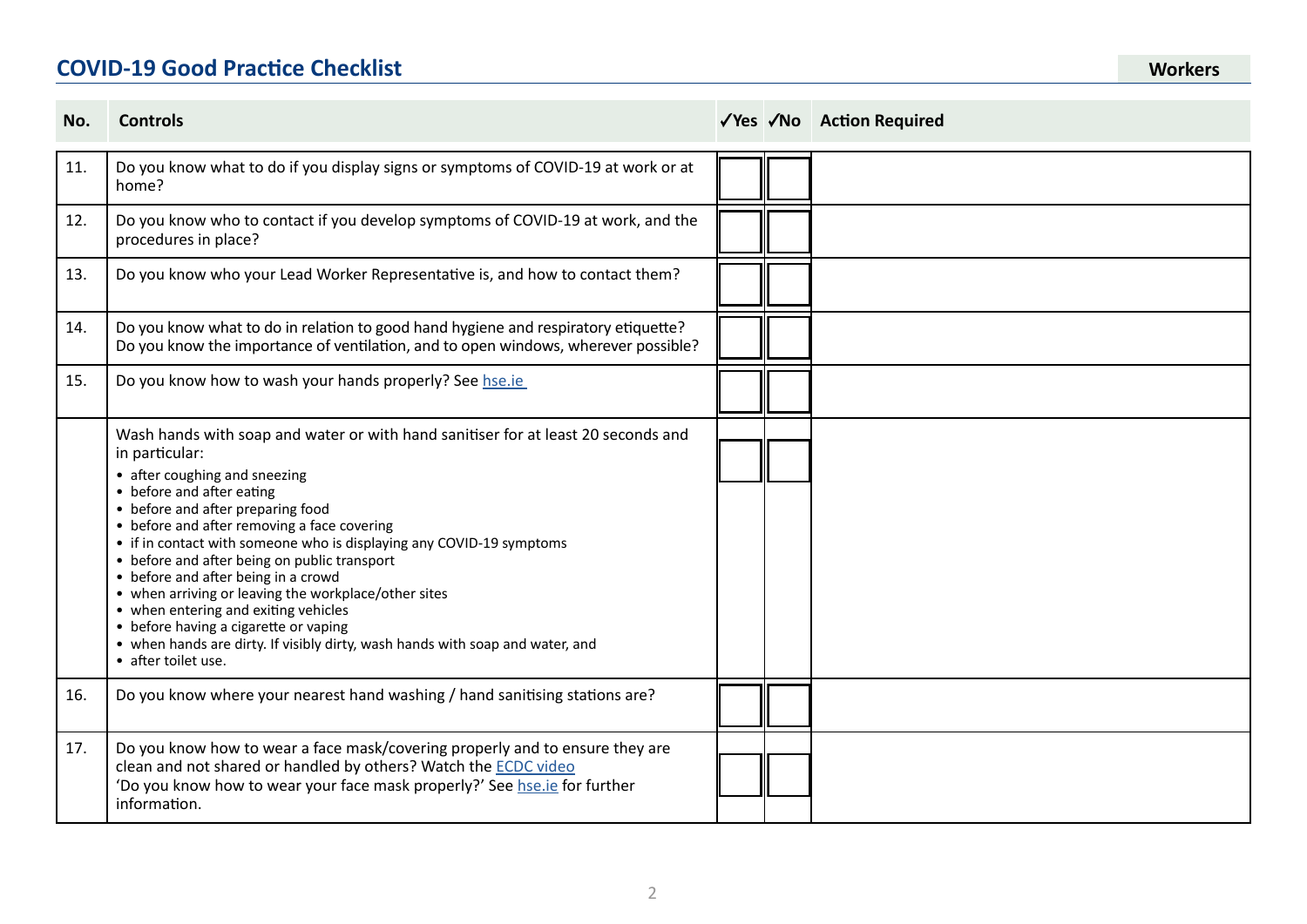## COVID-19 Good Practice Checklist

**Workers**

| No. | Controls | ✓Yes | ✓No | Action Required |
|---|---|---|---|---|
| 11. | Do you know what to do if you display signs or symptoms of COVID-19 at work or at home? | | | |
| 12. | Do you know who to contact if you develop symptoms of COVID-19 at work, and the procedures in place? | | | |
| 13. | Do you know who your Lead Worker Representative is, and how to contact them? | | | |
| 14. | Do you know what to do in relation to good hand hygiene and respiratory etiquette? Do you know the importance of ventilation, and to open windows, wherever possible? | | | |
| 15. | Do you know how to wash your hands properly? See hse.ie | | | |
| | Wash hands with soap and water or with hand sanitiser for at least 20 seconds and in particular:<br>• after coughing and sneezing<br>• before and after eating<br>• before and after preparing food<br>• before and after removing a face covering<br>• if in contact with someone who is displaying any COVID-19 symptoms<br>• before and after being on public transport<br>• before and after being in a crowd<br>• when arriving or leaving the workplace/other sites<br>• when entering and exiting vehicles<br>• before having a cigarette or vaping<br>• when hands are dirty. If visibly dirty, wash hands with soap and water, and<br>• after toilet use. | | | |
| 16. | Do you know where your nearest hand washing / hand sanitising stations are? | | | |
| 17. | Do you know how to wear a face mask/covering properly and to ensure they are clean and not shared or handled by others? Watch the ECDC video 'Do you know how to wear your face mask properly?' See hse.ie for further information. | | | |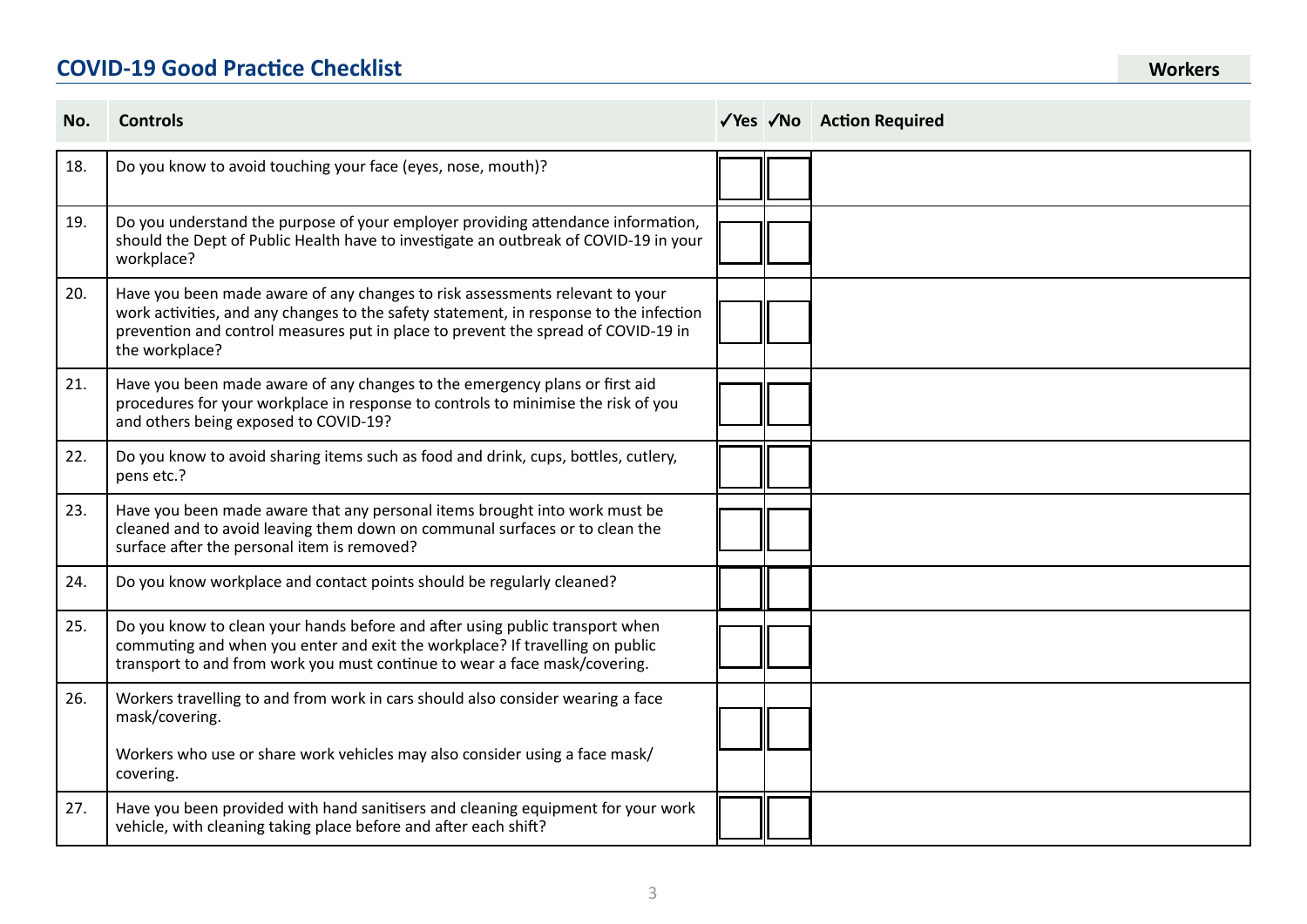## COVID-19 Good Practice Checklist

**Workers**

| No. | Controls | ✓Yes | ✓No | Action Required |
|---|---|---|---|---|
| 18. | Do you know to avoid touching your face (eyes, nose, mouth)? | | | |
| 19. | Do you understand the purpose of your employer providing attendance information, should the Dept of Public Health have to investigate an outbreak of COVID-19 in your workplace? | | | |
| 20. | Have you been made aware of any changes to risk assessments relevant to your work activities, and any changes to the safety statement, in response to the infection prevention and control measures put in place to prevent the spread of COVID-19 in the workplace? | | | |
| 21. | Have you been made aware of any changes to the emergency plans or first aid procedures for your workplace in response to controls to minimise the risk of you and others being exposed to COVID-19? | | | |
| 22. | Do you know to avoid sharing items such as food and drink, cups, bottles, cutlery, pens etc.? | | | |
| 23. | Have you been made aware that any personal items brought into work must be cleaned and to avoid leaving them down on communal surfaces or to clean the surface after the personal item is removed? | | | |
| 24. | Do you know workplace and contact points should be regularly cleaned? | | | |
| 25. | Do you know to clean your hands before and after using public transport when commuting and when you enter and exit the workplace? If travelling on public transport to and from work you must continue to wear a face mask/covering. | | | |
| 26. | Workers travelling to and from work in cars should also consider wearing a face mask/covering.<br><br>Workers who use or share work vehicles may also consider using a face mask/ covering. | | | |
| 27. | Have you been provided with hand sanitisers and cleaning equipment for your work vehicle, with cleaning taking place before and after each shift? | | | |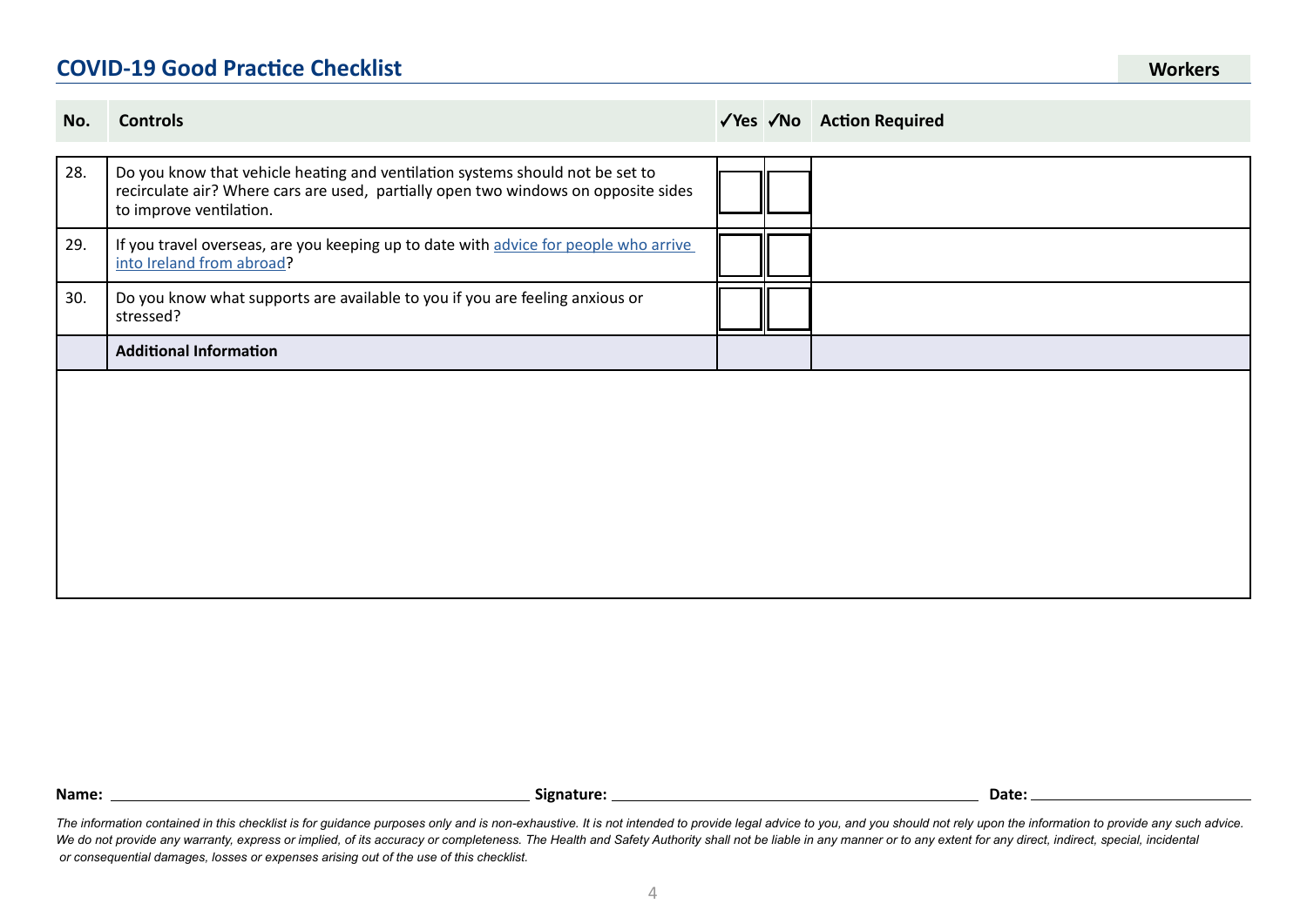## COVID-19 Good Practice Checklist

**Workers**

| No. | Controls | ✓Yes | ✓No | Action Required |
| --- | --- | --- | --- | --- |
| 28. | Do you know that vehicle heating and ventilation systems should not be set to recirculate air? Where cars are used, partially open two windows on opposite sides to improve ventilation. | | | |
| 29. | If you travel overseas, are you keeping up to date with [advice for people who arrive into Ireland from abroad]? | | | |
| 30. | Do you know what supports are available to you if you are feeling anxious or stressed? | | | |
| | **Additional Information** | | | |

**Name:** ______________________ **Signature:** ______________________ **Date:** ______________

*The information contained in this checklist is for guidance purposes only and is non-exhaustive. It is not intended to provide legal advice to you, and you should not rely upon the information to provide any such advice. We do not provide any warranty, express or implied, of its accuracy or completeness. The Health and Safety Authority shall not be liable in any manner or to any extent for any direct, indirect, special, incidental or consequential damages, losses or expenses arising out of the use of this checklist.*